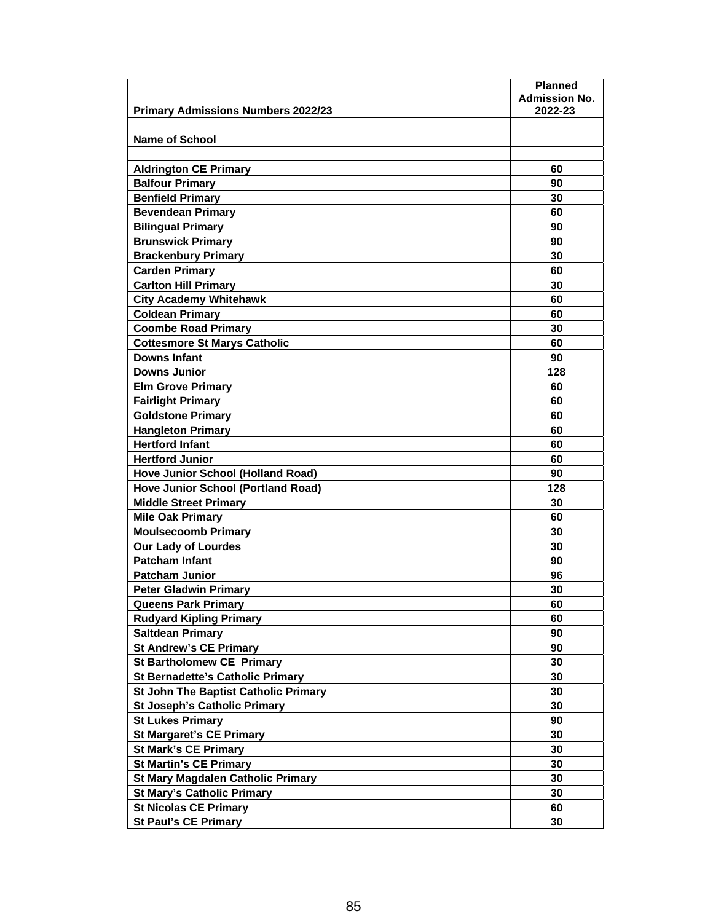| Primary Admissions Numbers 2022/23 | Planned Admission No. 2022-23 |
|---|---|
| | |
| **Name of School** | |
| | |
| Aldrington CE Primary | 60 |
| Balfour Primary | 90 |
| Benfield Primary | 30 |
| Bevendean Primary | 60 |
| Bilingual Primary | 90 |
| Brunswick Primary | 90 |
| Brackenbury Primary | 30 |
| Carden Primary | 60 |
| Carlton Hill Primary | 30 |
| City Academy Whitehawk | 60 |
| Coldean Primary | 60 |
| Coombe Road Primary | 30 |
| Cottesmore St Marys Catholic | 60 |
| Downs Infant | 90 |
| Downs Junior | 128 |
| Elm Grove Primary | 60 |
| Fairlight Primary | 60 |
| Goldstone Primary | 60 |
| Hangleton Primary | 60 |
| Hertford Infant | 60 |
| Hertford Junior | 60 |
| Hove Junior School (Holland Road) | 90 |
| Hove Junior School (Portland Road) | 128 |
| Middle Street Primary | 30 |
| Mile Oak Primary | 60 |
| Moulsecoomb Primary | 30 |
| Our Lady of Lourdes | 30 |
| Patcham Infant | 90 |
| Patcham Junior | 96 |
| Peter Gladwin Primary | 30 |
| Queens Park Primary | 60 |
| Rudyard Kipling Primary | 60 |
| Saltdean Primary | 90 |
| St Andrew's CE Primary | 90 |
| St Bartholomew CE Primary | 30 |
| St Bernadette's Catholic Primary | 30 |
| St John The Baptist Catholic Primary | 30 |
| St Joseph's Catholic Primary | 30 |
| St Lukes Primary | 90 |
| St Margaret's CE Primary | 30 |
| St Mark's CE Primary | 30 |
| St Martin's CE Primary | 30 |
| St Mary Magdalen Catholic Primary | 30 |
| St Mary's Catholic Primary | 30 |
| St Nicolas CE Primary | 60 |
| St Paul's CE Primary | 30 |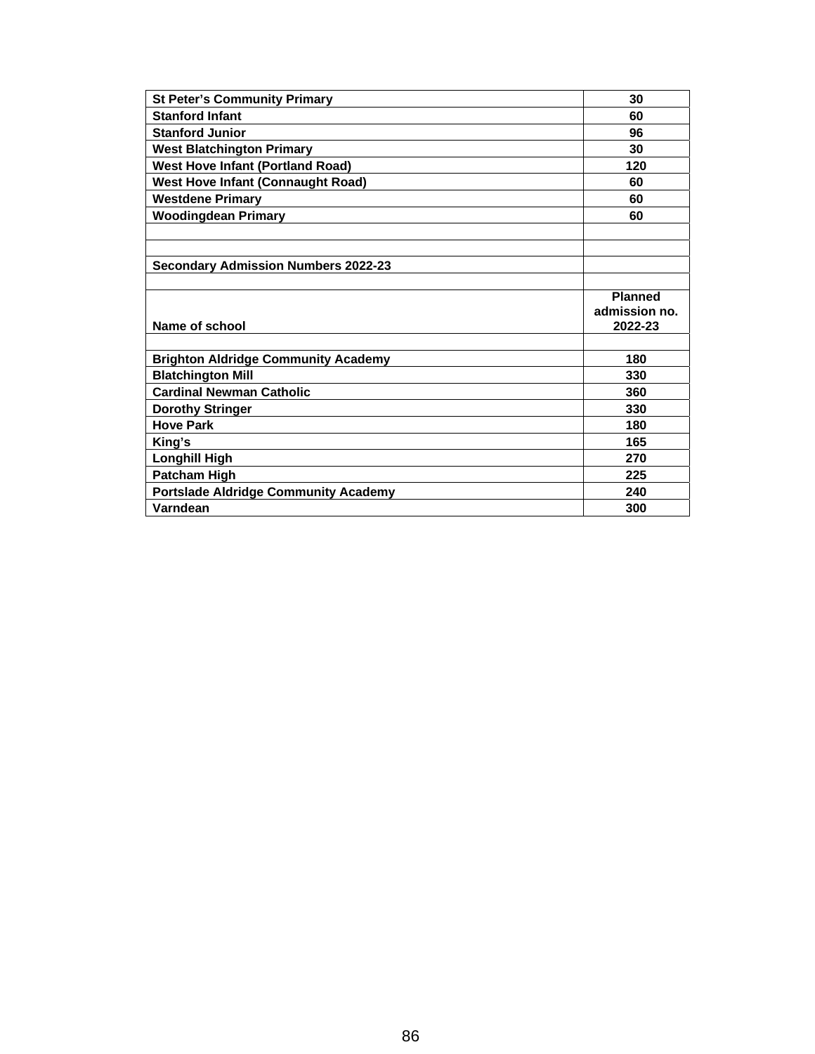| | |
|---|---|
| **St Peter's Community Primary** | **30** |
| **Stanford Infant** | **60** |
| **Stanford Junior** | **96** |
| **West Blatchington Primary** | **30** |
| **West Hove Infant (Portland Road)** | **120** |
| **West Hove Infant (Connaught Road)** | **60** |
| **Westdene Primary** | **60** |
| **Woodingdean Primary** | **60** |
| | |
| | |
| **Secondary Admission Numbers 2022-23** | |
| | |
| **Name of school** | **Planned admission no. 2022-23** |
| | |
| **Brighton Aldridge Community Academy** | **180** |
| **Blatchington Mill** | **330** |
| **Cardinal Newman Catholic** | **360** |
| **Dorothy Stringer** | **330** |
| **Hove Park** | **180** |
| **King's** | **165** |
| **Longhill High** | **270** |
| **Patcham High** | **225** |
| **Portslade Aldridge Community Academy** | **240** |
| **Varndean** | **300** |